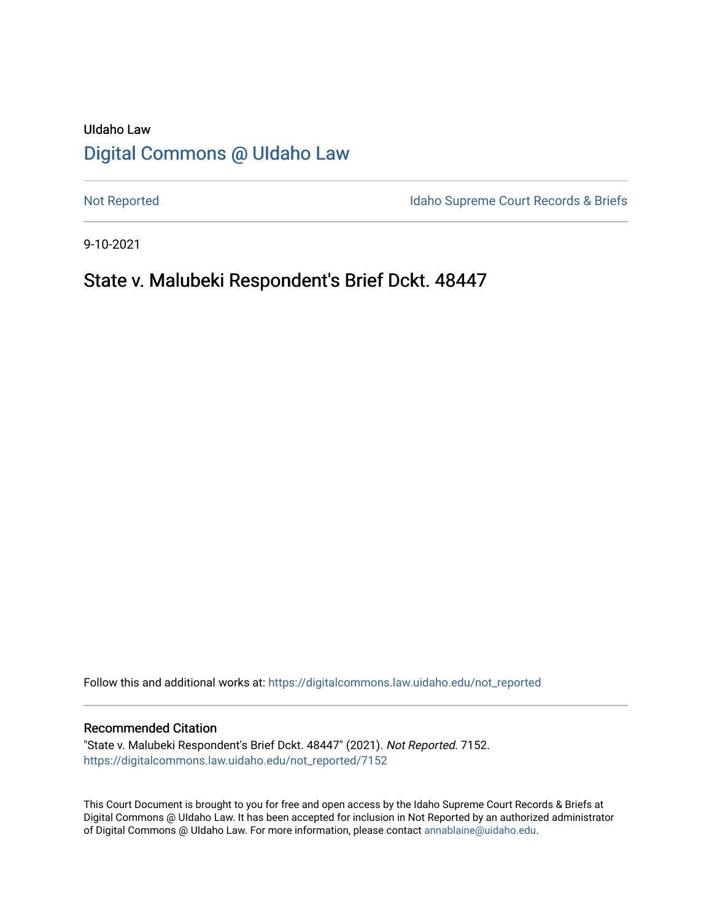UIdaho Law

# Digital Commons @ UIdaho Law

Not Reported

Idaho Supreme Court Records & Briefs

9-10-2021

## State v. Malubeki Respondent's Brief Dckt. 48447

Follow this and additional works at: https://digitalcommons.law.uidaho.edu/not_reported

### Recommended Citation

"State v. Malubeki Respondent's Brief Dckt. 48447" (2021). *Not Reported*. 7152.
https://digitalcommons.law.uidaho.edu/not_reported/7152

This Court Document is brought to you for free and open access by the Idaho Supreme Court Records & Briefs at Digital Commons @ UIdaho Law. It has been accepted for inclusion in Not Reported by an authorized administrator of Digital Commons @ UIdaho Law. For more information, please contact annablaine@uidaho.edu.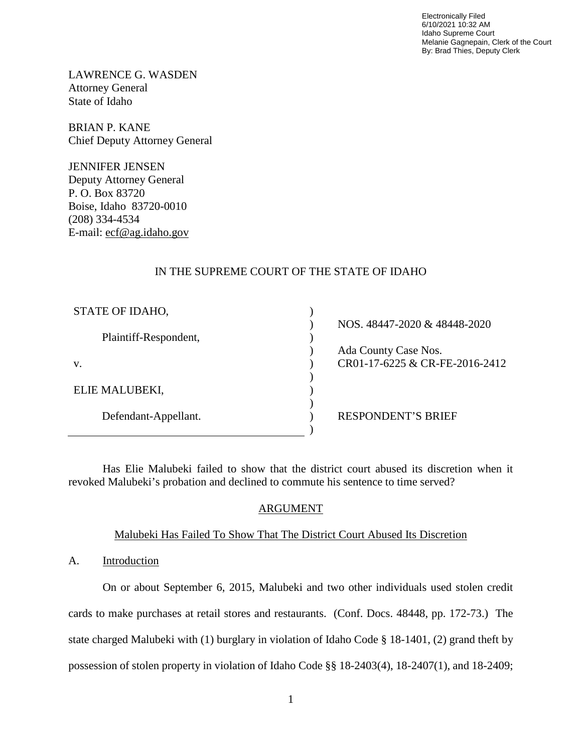Electronically Filed
6/10/2021 10:32 AM
Idaho Supreme Court
Melanie Gagnepain, Clerk of the Court
By: Brad Thies, Deputy Clerk

LAWRENCE G. WASDEN
Attorney General
State of Idaho

BRIAN P. KANE
Chief Deputy Attorney General

JENNIFER JENSEN
Deputy Attorney General
P. O. Box 83720
Boise, Idaho 83720-0010
(208) 334-4534
E-mail: ecf@ag.idaho.gov

IN THE SUPREME COURT OF THE STATE OF IDAHO

| | |
|---|---|
| STATE OF IDAHO, | NOS. 48447-2020 & 48448-2020 |
| Plaintiff-Respondent, | Ada County Case Nos. |
| v. | CR01-17-6225 & CR-FE-2016-2412 |
| ELIE MALUBEKI, | |
| Defendant-Appellant. | RESPONDENT'S BRIEF |

Has Elie Malubeki failed to show that the district court abused its discretion when it revoked Malubeki's probation and declined to commute his sentence to time served?

## ARGUMENT

### Malubeki Has Failed To Show That The District Court Abused Its Discretion

A. Introduction

On or about September 6, 2015, Malubeki and two other individuals used stolen credit cards to make purchases at retail stores and restaurants. (Conf. Docs. 48448, pp. 172-73.) The state charged Malubeki with (1) burglary in violation of Idaho Code § 18-1401, (2) grand theft by possession of stolen property in violation of Idaho Code §§ 18-2403(4), 18-2407(1), and 18-2409;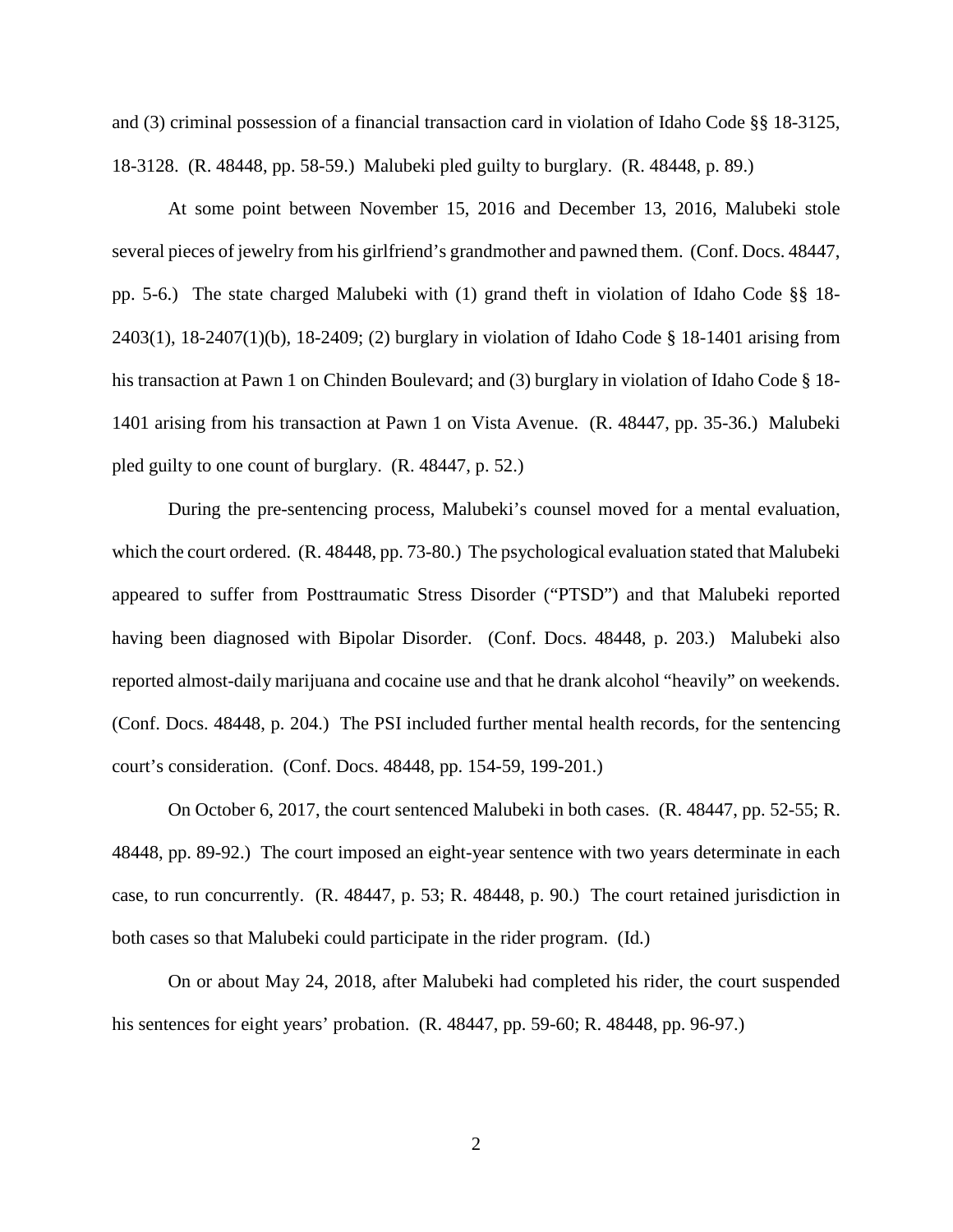and (3) criminal possession of a financial transaction card in violation of Idaho Code §§ 18-3125, 18-3128. (R. 48448, pp. 58-59.) Malubeki pled guilty to burglary. (R. 48448, p. 89.)

At some point between November 15, 2016 and December 13, 2016, Malubeki stole several pieces of jewelry from his girlfriend's grandmother and pawned them. (Conf. Docs. 48447, pp. 5-6.) The state charged Malubeki with (1) grand theft in violation of Idaho Code §§ 18-2403(1), 18-2407(1)(b), 18-2409; (2) burglary in violation of Idaho Code § 18-1401 arising from his transaction at Pawn 1 on Chinden Boulevard; and (3) burglary in violation of Idaho Code § 18-1401 arising from his transaction at Pawn 1 on Vista Avenue. (R. 48447, pp. 35-36.) Malubeki pled guilty to one count of burglary. (R. 48447, p. 52.)

During the pre-sentencing process, Malubeki's counsel moved for a mental evaluation, which the court ordered. (R. 48448, pp. 73-80.) The psychological evaluation stated that Malubeki appeared to suffer from Posttraumatic Stress Disorder ("PTSD") and that Malubeki reported having been diagnosed with Bipolar Disorder. (Conf. Docs. 48448, p. 203.) Malubeki also reported almost-daily marijuana and cocaine use and that he drank alcohol "heavily" on weekends. (Conf. Docs. 48448, p. 204.) The PSI included further mental health records, for the sentencing court's consideration. (Conf. Docs. 48448, pp. 154-59, 199-201.)

On October 6, 2017, the court sentenced Malubeki in both cases. (R. 48447, pp. 52-55; R. 48448, pp. 89-92.) The court imposed an eight-year sentence with two years determinate in each case, to run concurrently. (R. 48447, p. 53; R. 48448, p. 90.) The court retained jurisdiction in both cases so that Malubeki could participate in the rider program. (Id.)

On or about May 24, 2018, after Malubeki had completed his rider, the court suspended his sentences for eight years' probation. (R. 48447, pp. 59-60; R. 48448, pp. 96-97.)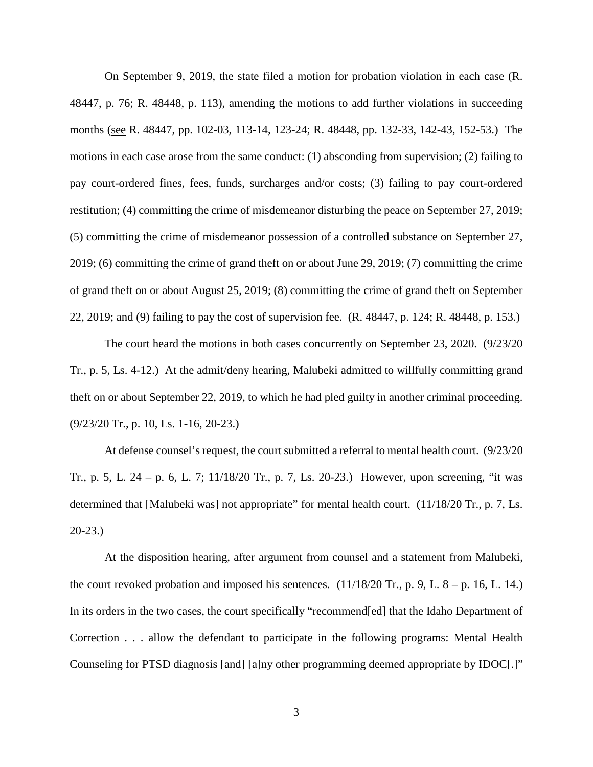On September 9, 2019, the state filed a motion for probation violation in each case (R. 48447, p. 76; R. 48448, p. 113), amending the motions to add further violations in succeeding months (see R. 48447, pp. 102-03, 113-14, 123-24; R. 48448, pp. 132-33, 142-43, 152-53.) The motions in each case arose from the same conduct: (1) absconding from supervision; (2) failing to pay court-ordered fines, fees, funds, surcharges and/or costs; (3) failing to pay court-ordered restitution; (4) committing the crime of misdemeanor disturbing the peace on September 27, 2019; (5) committing the crime of misdemeanor possession of a controlled substance on September 27, 2019; (6) committing the crime of grand theft on or about June 29, 2019; (7) committing the crime of grand theft on or about August 25, 2019; (8) committing the crime of grand theft on September 22, 2019; and (9) failing to pay the cost of supervision fee. (R. 48447, p. 124; R. 48448, p. 153.)

The court heard the motions in both cases concurrently on September 23, 2020. (9/23/20 Tr., p. 5, Ls. 4-12.) At the admit/deny hearing, Malubeki admitted to willfully committing grand theft on or about September 22, 2019, to which he had pled guilty in another criminal proceeding. (9/23/20 Tr., p. 10, Ls. 1-16, 20-23.)

At defense counsel's request, the court submitted a referral to mental health court. (9/23/20 Tr., p. 5, L. 24 – p. 6, L. 7; 11/18/20 Tr., p. 7, Ls. 20-23.) However, upon screening, "it was determined that [Malubeki was] not appropriate" for mental health court. (11/18/20 Tr., p. 7, Ls. 20-23.)

At the disposition hearing, after argument from counsel and a statement from Malubeki, the court revoked probation and imposed his sentences. (11/18/20 Tr., p. 9, L. 8 – p. 16, L. 14.) In its orders in the two cases, the court specifically "recommend[ed] that the Idaho Department of Correction . . . allow the defendant to participate in the following programs: Mental Health Counseling for PTSD diagnosis [and] [a]ny other programming deemed appropriate by IDOC[.]"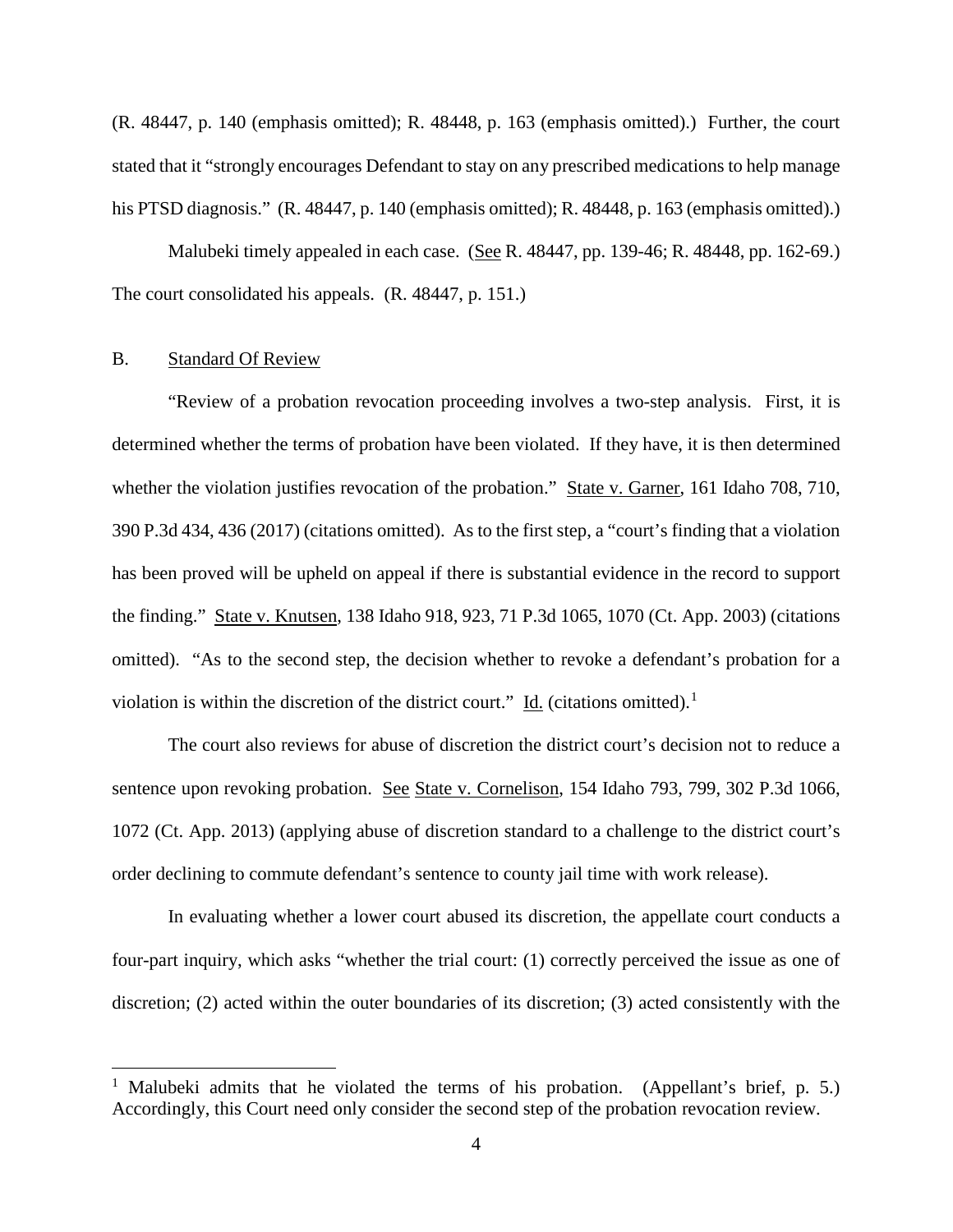(R. 48447, p. 140 (emphasis omitted); R. 48448, p. 163 (emphasis omitted).) Further, the court stated that it "strongly encourages Defendant to stay on any prescribed medications to help manage his PTSD diagnosis." (R. 48447, p. 140 (emphasis omitted); R. 48448, p. 163 (emphasis omitted).)

Malubeki timely appealed in each case. (See R. 48447, pp. 139-46; R. 48448, pp. 162-69.) The court consolidated his appeals. (R. 48447, p. 151.)

## B. Standard Of Review

"Review of a probation revocation proceeding involves a two-step analysis. First, it is determined whether the terms of probation have been violated. If they have, it is then determined whether the violation justifies revocation of the probation." State v. Garner, 161 Idaho 708, 710, 390 P.3d 434, 436 (2017) (citations omitted). As to the first step, a "court's finding that a violation has been proved will be upheld on appeal if there is substantial evidence in the record to support the finding." State v. Knutsen, 138 Idaho 918, 923, 71 P.3d 1065, 1070 (Ct. App. 2003) (citations omitted). "As to the second step, the decision whether to revoke a defendant's probation for a violation is within the discretion of the district court." Id. (citations omitted).[1]

The court also reviews for abuse of discretion the district court's decision not to reduce a sentence upon revoking probation. See State v. Cornelison, 154 Idaho 793, 799, 302 P.3d 1066, 1072 (Ct. App. 2013) (applying abuse of discretion standard to a challenge to the district court's order declining to commute defendant's sentence to county jail time with work release).

In evaluating whether a lower court abused its discretion, the appellate court conducts a four-part inquiry, which asks "whether the trial court: (1) correctly perceived the issue as one of discretion; (2) acted within the outer boundaries of its discretion; (3) acted consistently with the

---

[1] Malubeki admits that he violated the terms of his probation. (Appellant's brief, p. 5.) Accordingly, this Court need only consider the second step of the probation revocation review.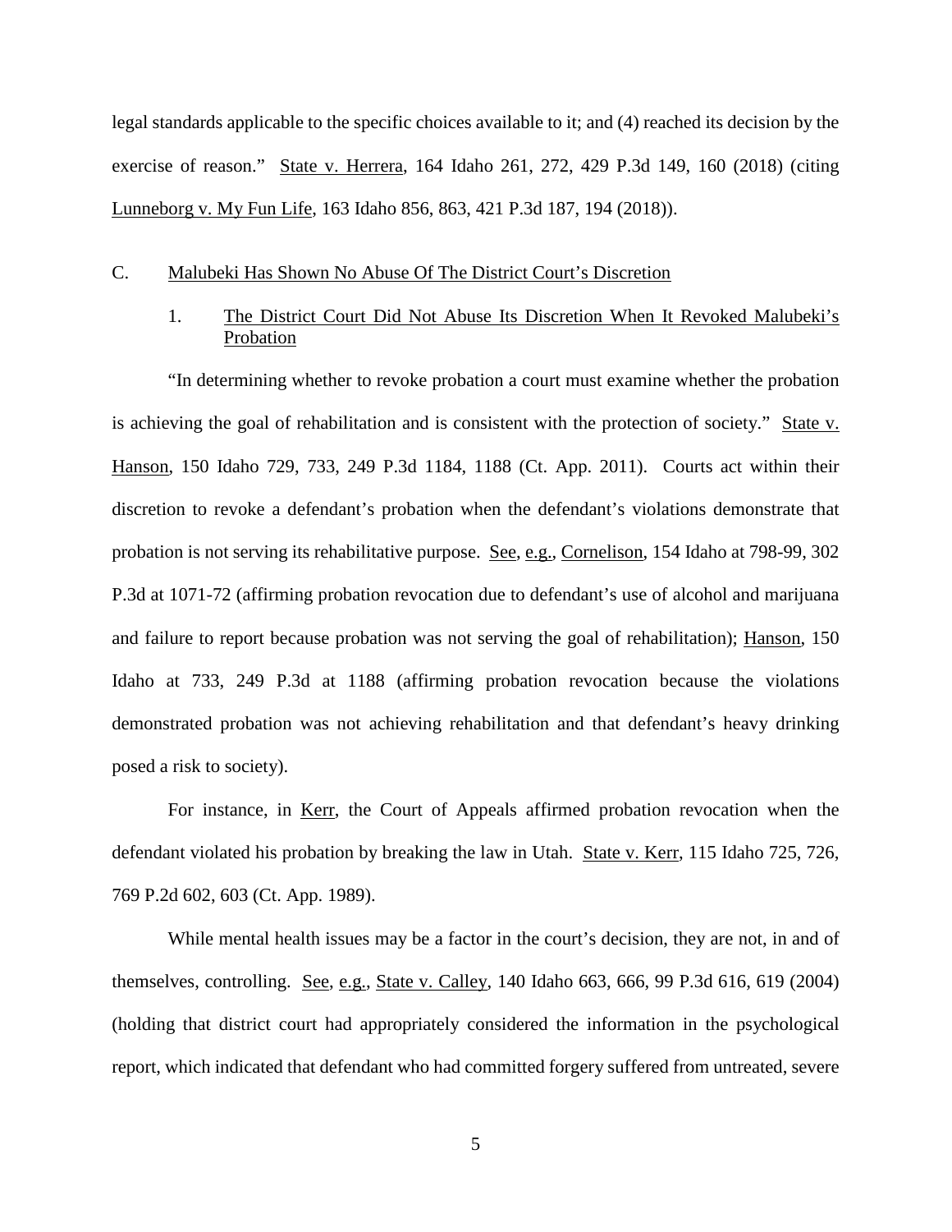legal standards applicable to the specific choices available to it; and (4) reached its decision by the exercise of reason." State v. Herrera, 164 Idaho 261, 272, 429 P.3d 149, 160 (2018) (citing Lunneborg v. My Fun Life, 163 Idaho 856, 863, 421 P.3d 187, 194 (2018)).

## C. Malubeki Has Shown No Abuse Of The District Court's Discretion

### 1. The District Court Did Not Abuse Its Discretion When It Revoked Malubeki's Probation

"In determining whether to revoke probation a court must examine whether the probation is achieving the goal of rehabilitation and is consistent with the protection of society." State v. Hanson, 150 Idaho 729, 733, 249 P.3d 1184, 1188 (Ct. App. 2011). Courts act within their discretion to revoke a defendant's probation when the defendant's violations demonstrate that probation is not serving its rehabilitative purpose. See, e.g., Cornelison, 154 Idaho at 798-99, 302 P.3d at 1071-72 (affirming probation revocation due to defendant's use of alcohol and marijuana and failure to report because probation was not serving the goal of rehabilitation); Hanson, 150 Idaho at 733, 249 P.3d at 1188 (affirming probation revocation because the violations demonstrated probation was not achieving rehabilitation and that defendant's heavy drinking posed a risk to society).

For instance, in Kerr, the Court of Appeals affirmed probation revocation when the defendant violated his probation by breaking the law in Utah. State v. Kerr, 115 Idaho 725, 726, 769 P.2d 602, 603 (Ct. App. 1989).

While mental health issues may be a factor in the court's decision, they are not, in and of themselves, controlling. See, e.g., State v. Calley, 140 Idaho 663, 666, 99 P.3d 616, 619 (2004) (holding that district court had appropriately considered the information in the psychological report, which indicated that defendant who had committed forgery suffered from untreated, severe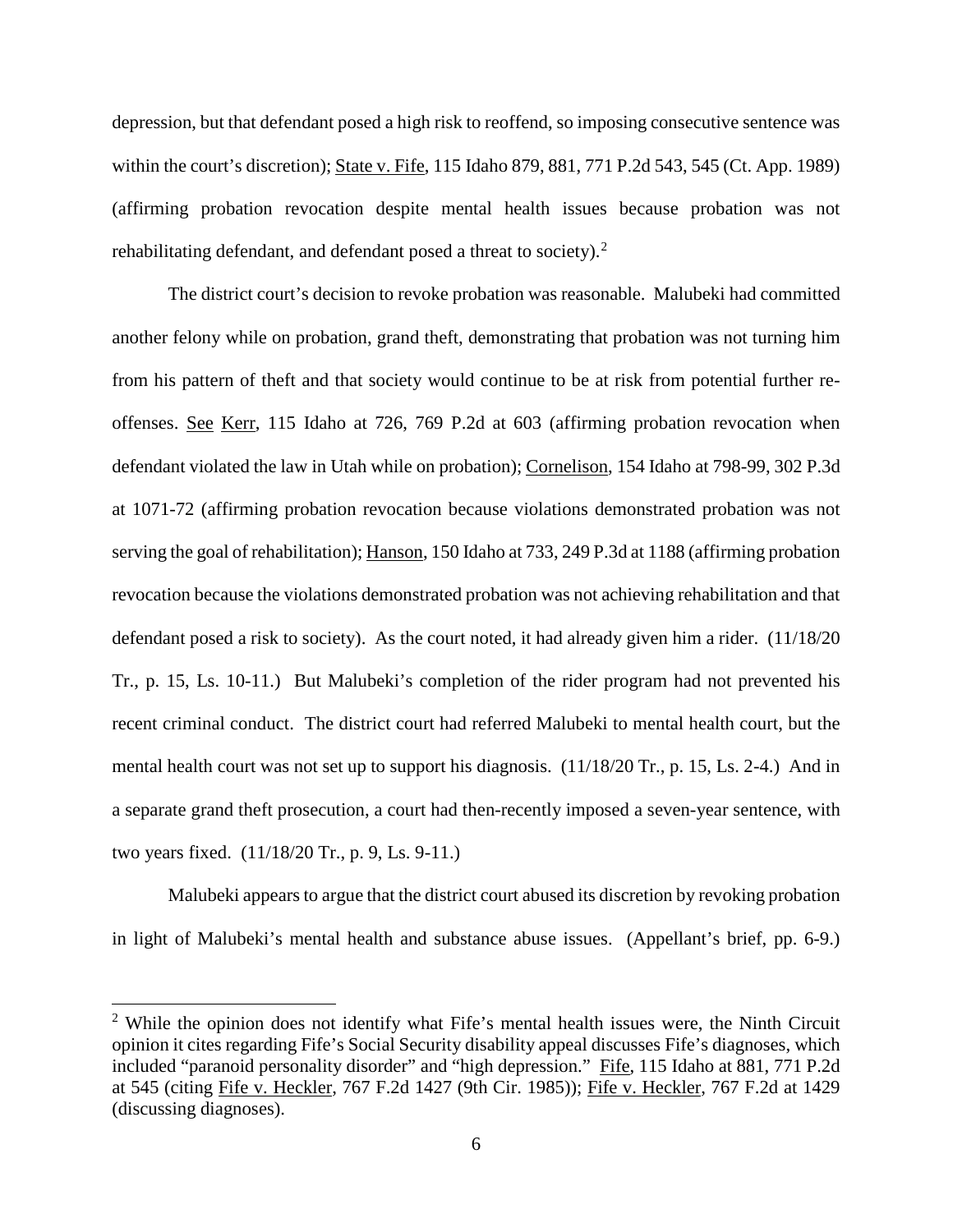depression, but that defendant posed a high risk to reoffend, so imposing consecutive sentence was within the court's discretion); State v. Fife, 115 Idaho 879, 881, 771 P.2d 543, 545 (Ct. App. 1989) (affirming probation revocation despite mental health issues because probation was not rehabilitating defendant, and defendant posed a threat to society).[2]

The district court's decision to revoke probation was reasonable. Malubeki had committed another felony while on probation, grand theft, demonstrating that probation was not turning him from his pattern of theft and that society would continue to be at risk from potential further re-offenses. See Kerr, 115 Idaho at 726, 769 P.2d at 603 (affirming probation revocation when defendant violated the law in Utah while on probation); Cornelison, 154 Idaho at 798-99, 302 P.3d at 1071-72 (affirming probation revocation because violations demonstrated probation was not serving the goal of rehabilitation); Hanson, 150 Idaho at 733, 249 P.3d at 1188 (affirming probation revocation because the violations demonstrated probation was not achieving rehabilitation and that defendant posed a risk to society). As the court noted, it had already given him a rider. (11/18/20 Tr., p. 15, Ls. 10-11.) But Malubeki's completion of the rider program had not prevented his recent criminal conduct. The district court had referred Malubeki to mental health court, but the mental health court was not set up to support his diagnosis. (11/18/20 Tr., p. 15, Ls. 2-4.) And in a separate grand theft prosecution, a court had then-recently imposed a seven-year sentence, with two years fixed. (11/18/20 Tr., p. 9, Ls. 9-11.)

Malubeki appears to argue that the district court abused its discretion by revoking probation in light of Malubeki's mental health and substance abuse issues. (Appellant's brief, pp. 6-9.)

---

[2] While the opinion does not identify what Fife's mental health issues were, the Ninth Circuit opinion it cites regarding Fife's Social Security disability appeal discusses Fife's diagnoses, which included "paranoid personality disorder" and "high depression." Fife, 115 Idaho at 881, 771 P.2d at 545 (citing Fife v. Heckler, 767 F.2d 1427 (9th Cir. 1985)); Fife v. Heckler, 767 F.2d at 1429 (discussing diagnoses).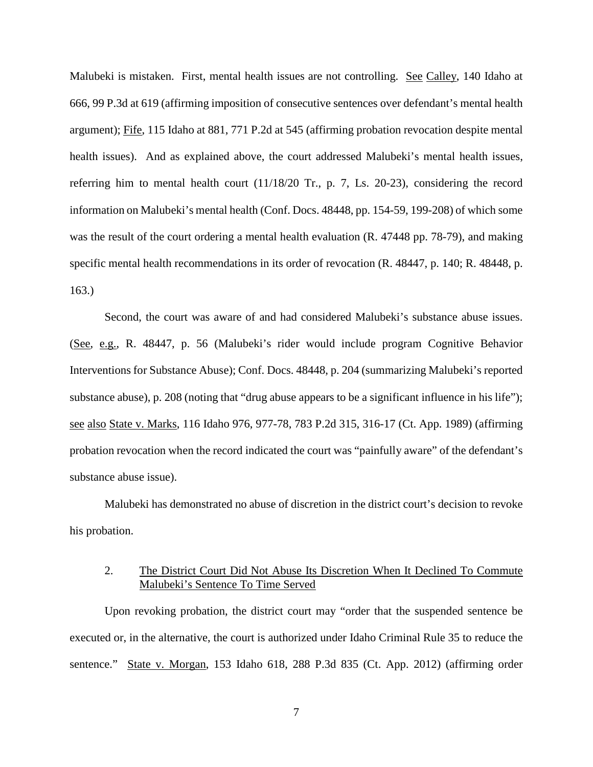Malubeki is mistaken. First, mental health issues are not controlling. See Calley, 140 Idaho at 666, 99 P.3d at 619 (affirming imposition of consecutive sentences over defendant's mental health argument); Fife, 115 Idaho at 881, 771 P.2d at 545 (affirming probation revocation despite mental health issues). And as explained above, the court addressed Malubeki's mental health issues, referring him to mental health court (11/18/20 Tr., p. 7, Ls. 20-23), considering the record information on Malubeki's mental health (Conf. Docs. 48448, pp. 154-59, 199-208) of which some was the result of the court ordering a mental health evaluation (R. 47448 pp. 78-79), and making specific mental health recommendations in its order of revocation (R. 48447, p. 140; R. 48448, p. 163.)

Second, the court was aware of and had considered Malubeki's substance abuse issues. (See, e.g., R. 48447, p. 56 (Malubeki's rider would include program Cognitive Behavior Interventions for Substance Abuse); Conf. Docs. 48448, p. 204 (summarizing Malubeki's reported substance abuse), p. 208 (noting that "drug abuse appears to be a significant influence in his life"); see also State v. Marks, 116 Idaho 976, 977-78, 783 P.2d 315, 316-17 (Ct. App. 1989) (affirming probation revocation when the record indicated the court was "painfully aware" of the defendant's substance abuse issue).

Malubeki has demonstrated no abuse of discretion in the district court's decision to revoke his probation.

2. The District Court Did Not Abuse Its Discretion When It Declined To Commute Malubeki's Sentence To Time Served

Upon revoking probation, the district court may "order that the suspended sentence be executed or, in the alternative, the court is authorized under Idaho Criminal Rule 35 to reduce the sentence." State v. Morgan, 153 Idaho 618, 288 P.3d 835 (Ct. App. 2012) (affirming order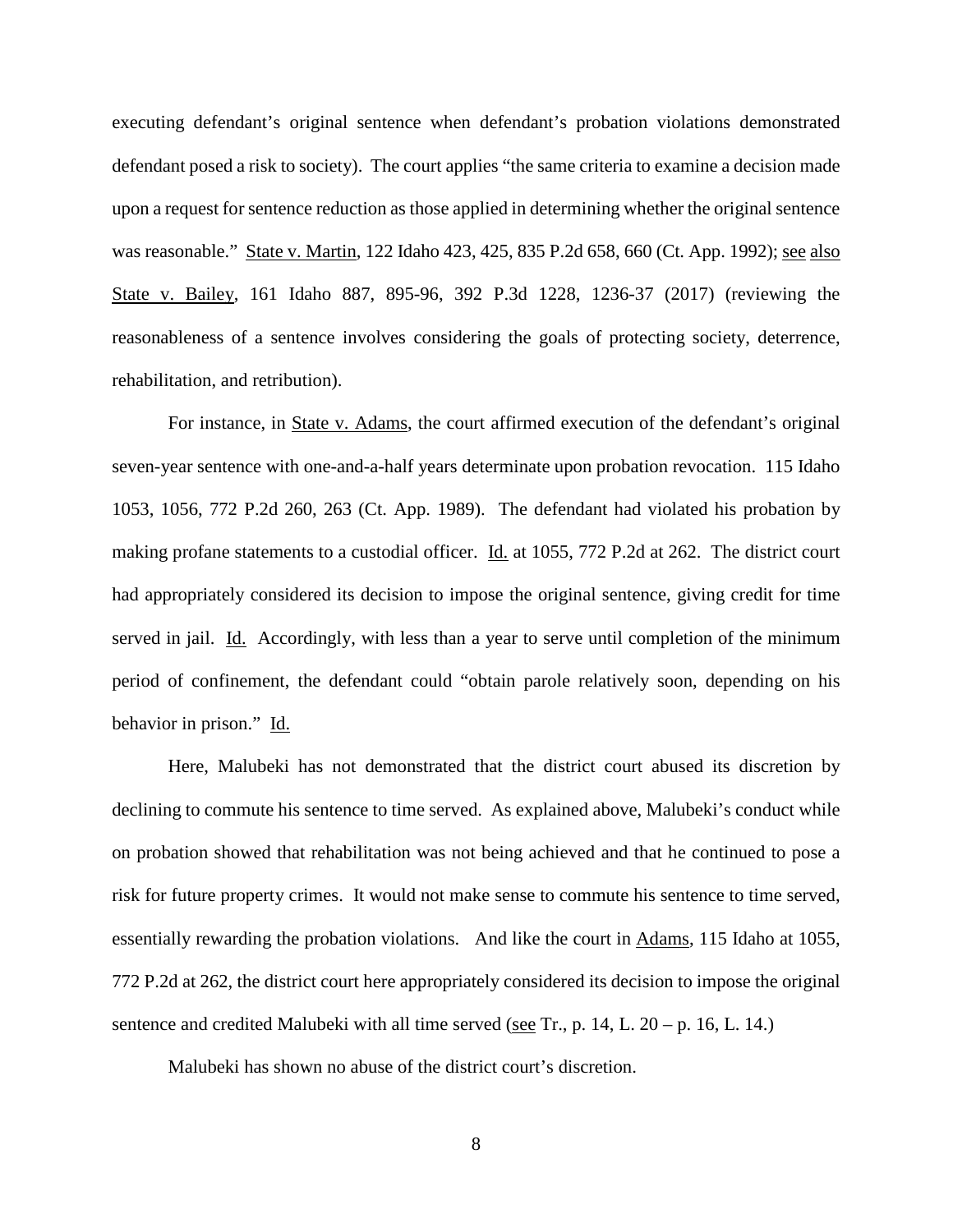executing defendant's original sentence when defendant's probation violations demonstrated defendant posed a risk to society). The court applies "the same criteria to examine a decision made upon a request for sentence reduction as those applied in determining whether the original sentence was reasonable." State v. Martin, 122 Idaho 423, 425, 835 P.2d 658, 660 (Ct. App. 1992); see also State v. Bailey, 161 Idaho 887, 895-96, 392 P.3d 1228, 1236-37 (2017) (reviewing the reasonableness of a sentence involves considering the goals of protecting society, deterrence, rehabilitation, and retribution).

For instance, in State v. Adams, the court affirmed execution of the defendant's original seven-year sentence with one-and-a-half years determinate upon probation revocation. 115 Idaho 1053, 1056, 772 P.2d 260, 263 (Ct. App. 1989). The defendant had violated his probation by making profane statements to a custodial officer. Id. at 1055, 772 P.2d at 262. The district court had appropriately considered its decision to impose the original sentence, giving credit for time served in jail. Id. Accordingly, with less than a year to serve until completion of the minimum period of confinement, the defendant could "obtain parole relatively soon, depending on his behavior in prison." Id.

Here, Malubeki has not demonstrated that the district court abused its discretion by declining to commute his sentence to time served. As explained above, Malubeki's conduct while on probation showed that rehabilitation was not being achieved and that he continued to pose a risk for future property crimes. It would not make sense to commute his sentence to time served, essentially rewarding the probation violations. And like the court in Adams, 115 Idaho at 1055, 772 P.2d at 262, the district court here appropriately considered its decision to impose the original sentence and credited Malubeki with all time served (see Tr., p. 14, L. 20 – p. 16, L. 14.)

Malubeki has shown no abuse of the district court's discretion.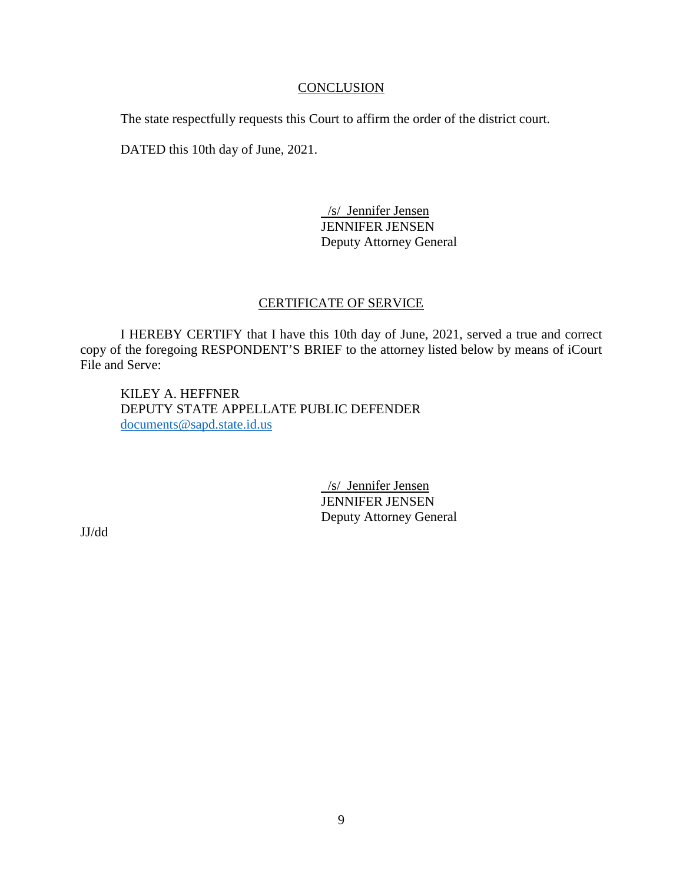## CONCLUSION

The state respectfully requests this Court to affirm the order of the district court.

DATED this 10th day of June, 2021.

/s/ Jennifer Jensen
JENNIFER JENSEN
Deputy Attorney General

## CERTIFICATE OF SERVICE

I HEREBY CERTIFY that I have this 10th day of June, 2021, served a true and correct copy of the foregoing RESPONDENT'S BRIEF to the attorney listed below by means of iCourt File and Serve:

KILEY A. HEFFNER
DEPUTY STATE APPELLATE PUBLIC DEFENDER
documents@sapd.state.id.us

/s/ Jennifer Jensen
JENNIFER JENSEN
Deputy Attorney General

JJ/dd